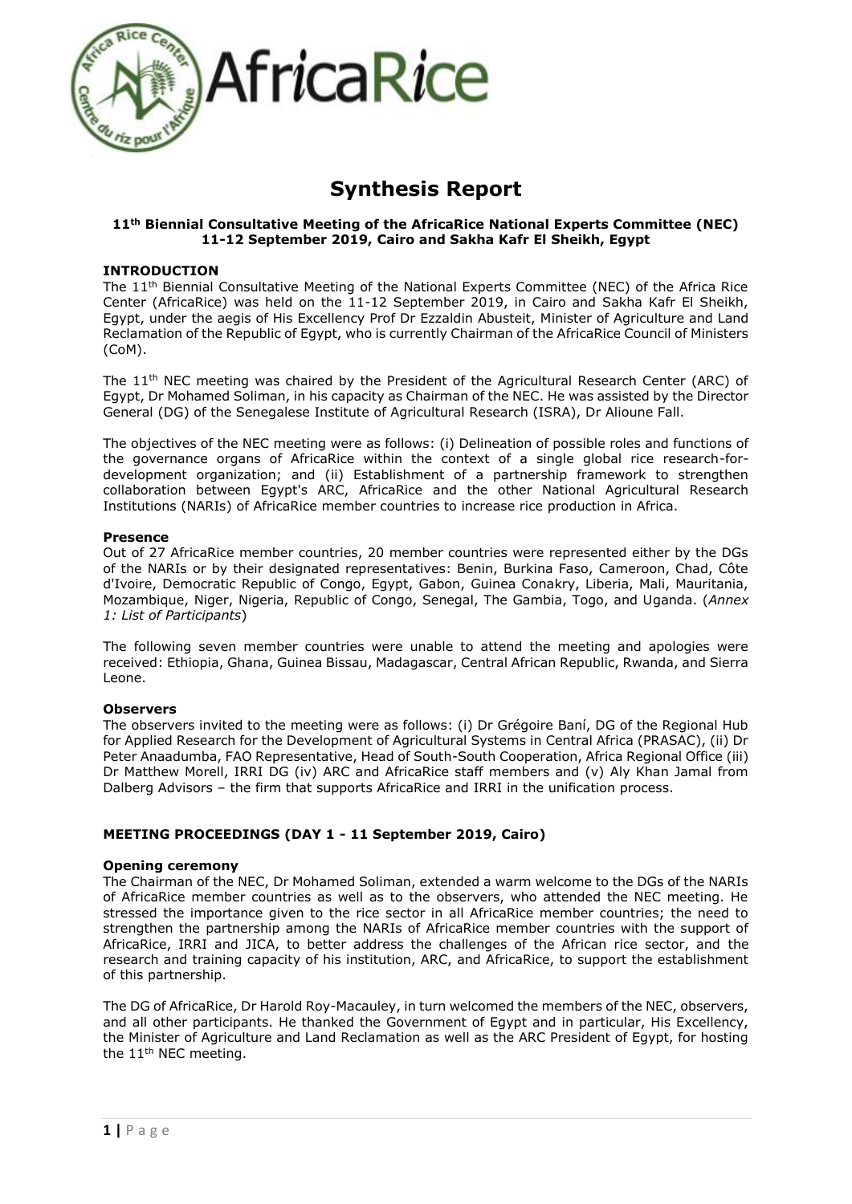# Synthesis Report

**11th Biennial Consultative Meeting of the AfricaRice National Experts Committee (NEC)**
**11-12 September 2019, Cairo and Sakha Kafr El Sheikh, Egypt**

## INTRODUCTION

The 11th Biennial Consultative Meeting of the National Experts Committee (NEC) of the Africa Rice Center (AfricaRice) was held on the 11-12 September 2019, in Cairo and Sakha Kafr El Sheikh, Egypt, under the aegis of His Excellency Prof Dr Ezzaldin Abusteit, Minister of Agriculture and Land Reclamation of the Republic of Egypt, who is currently Chairman of the AfricaRice Council of Ministers (CoM).

The 11th NEC meeting was chaired by the President of the Agricultural Research Center (ARC) of Egypt, Dr Mohamed Soliman, in his capacity as Chairman of the NEC. He was assisted by the Director General (DG) of the Senegalese Institute of Agricultural Research (ISRA), Dr Alioune Fall.

The objectives of the NEC meeting were as follows: (i) Delineation of possible roles and functions of the governance organs of AfricaRice within the context of a single global rice research-for-development organization; and (ii) Establishment of a partnership framework to strengthen collaboration between Egypt's ARC, AfricaRice and the other National Agricultural Research Institutions (NARIs) of AfricaRice member countries to increase rice production in Africa.

### Presence

Out of 27 AfricaRice member countries, 20 member countries were represented either by the DGs of the NARIs or by their designated representatives: Benin, Burkina Faso, Cameroon, Chad, Côte d'Ivoire, Democratic Republic of Congo, Egypt, Gabon, Guinea Conakry, Liberia, Mali, Mauritania, Mozambique, Niger, Nigeria, Republic of Congo, Senegal, The Gambia, Togo, and Uganda. (*Annex 1: List of Participants*)

The following seven member countries were unable to attend the meeting and apologies were received: Ethiopia, Ghana, Guinea Bissau, Madagascar, Central African Republic, Rwanda, and Sierra Leone.

### Observers

The observers invited to the meeting were as follows: (i) Dr Grégoire Baní, DG of the Regional Hub for Applied Research for the Development of Agricultural Systems in Central Africa (PRASAC), (ii) Dr Peter Anaadumba, FAO Representative, Head of South-South Cooperation, Africa Regional Office (iii) Dr Matthew Morell, IRRI DG (iv) ARC and AfricaRice staff members and (v) Aly Khan Jamal from Dalberg Advisors – the firm that supports AfricaRice and IRRI in the unification process.

## MEETING PROCEEDINGS (DAY 1 - 11 September 2019, Cairo)

### Opening ceremony

The Chairman of the NEC, Dr Mohamed Soliman, extended a warm welcome to the DGs of the NARIs of AfricaRice member countries as well as to the observers, who attended the NEC meeting. He stressed the importance given to the rice sector in all AfricaRice member countries; the need to strengthen the partnership among the NARIs of AfricaRice member countries with the support of AfricaRice, IRRI and JICA, to better address the challenges of the African rice sector, and the research and training capacity of his institution, ARC, and AfricaRice, to support the establishment of this partnership.

The DG of AfricaRice, Dr Harold Roy-Macauley, in turn welcomed the members of the NEC, observers, and all other participants. He thanked the Government of Egypt and in particular, His Excellency, the Minister of Agriculture and Land Reclamation as well as the ARC President of Egypt, for hosting the 11th NEC meeting.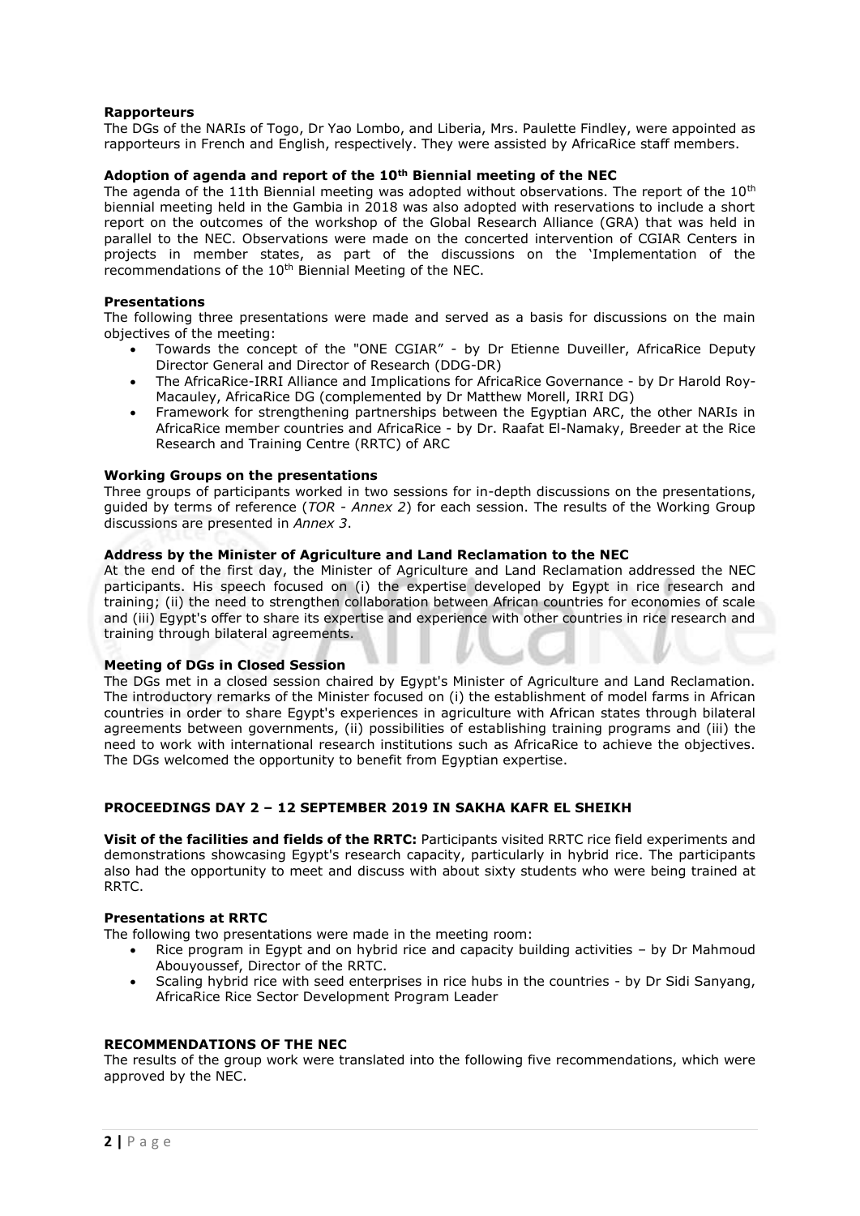### Rapporteurs

The DGs of the NARIs of Togo, Dr Yao Lombo, and Liberia, Mrs. Paulette Findley, were appointed as rapporteurs in French and English, respectively. They were assisted by AfricaRice staff members.

### Adoption of agenda and report of the 10th Biennial meeting of the NEC

The agenda of the 11th Biennial meeting was adopted without observations. The report of the 10th biennial meeting held in the Gambia in 2018 was also adopted with reservations to include a short report on the outcomes of the workshop of the Global Research Alliance (GRA) that was held in parallel to the NEC. Observations were made on the concerted intervention of CGIAR Centers in projects in member states, as part of the discussions on the 'Implementation of the recommendations of the 10th Biennial Meeting of the NEC.

### Presentations

The following three presentations were made and served as a basis for discussions on the main objectives of the meeting:

- Towards the concept of the "ONE CGIAR" - by Dr Etienne Duveiller, AfricaRice Deputy Director General and Director of Research (DDG-DR)
- The AfricaRice-IRRI Alliance and Implications for AfricaRice Governance - by Dr Harold Roy-Macauley, AfricaRice DG (complemented by Dr Matthew Morell, IRRI DG)
- Framework for strengthening partnerships between the Egyptian ARC, the other NARIs in AfricaRice member countries and AfricaRice - by Dr. Raafat El-Namaky, Breeder at the Rice Research and Training Centre (RRTC) of ARC

### Working Groups on the presentations

Three groups of participants worked in two sessions for in-depth discussions on the presentations, guided by terms of reference (*TOR - Annex 2*) for each session. The results of the Working Group discussions are presented in *Annex 3*.

### Address by the Minister of Agriculture and Land Reclamation to the NEC

At the end of the first day, the Minister of Agriculture and Land Reclamation addressed the NEC participants. His speech focused on (i) the expertise developed by Egypt in rice research and training; (ii) the need to strengthen collaboration between African countries for economies of scale and (iii) Egypt's offer to share its expertise and experience with other countries in rice research and training through bilateral agreements.

### Meeting of DGs in Closed Session

The DGs met in a closed session chaired by Egypt's Minister of Agriculture and Land Reclamation. The introductory remarks of the Minister focused on (i) the establishment of model farms in African countries in order to share Egypt's experiences in agriculture with African states through bilateral agreements between governments, (ii) possibilities of establishing training programs and (iii) the need to work with international research institutions such as AfricaRice to achieve the objectives. The DGs welcomed the opportunity to benefit from Egyptian expertise.

## PROCEEDINGS DAY 2 – 12 SEPTEMBER 2019 IN SAKHA KAFR EL SHEIKH

**Visit of the facilities and fields of the RRTC:** Participants visited RRTC rice field experiments and demonstrations showcasing Egypt's research capacity, particularly in hybrid rice. The participants also had the opportunity to meet and discuss with about sixty students who were being trained at RRTC.

### Presentations at RRTC

The following two presentations were made in the meeting room:

- Rice program in Egypt and on hybrid rice and capacity building activities – by Dr Mahmoud Abouyoussef, Director of the RRTC.
- Scaling hybrid rice with seed enterprises in rice hubs in the countries - by Dr Sidi Sanyang, AfricaRice Rice Sector Development Program Leader

## RECOMMENDATIONS OF THE NEC

The results of the group work were translated into the following five recommendations, which were approved by the NEC.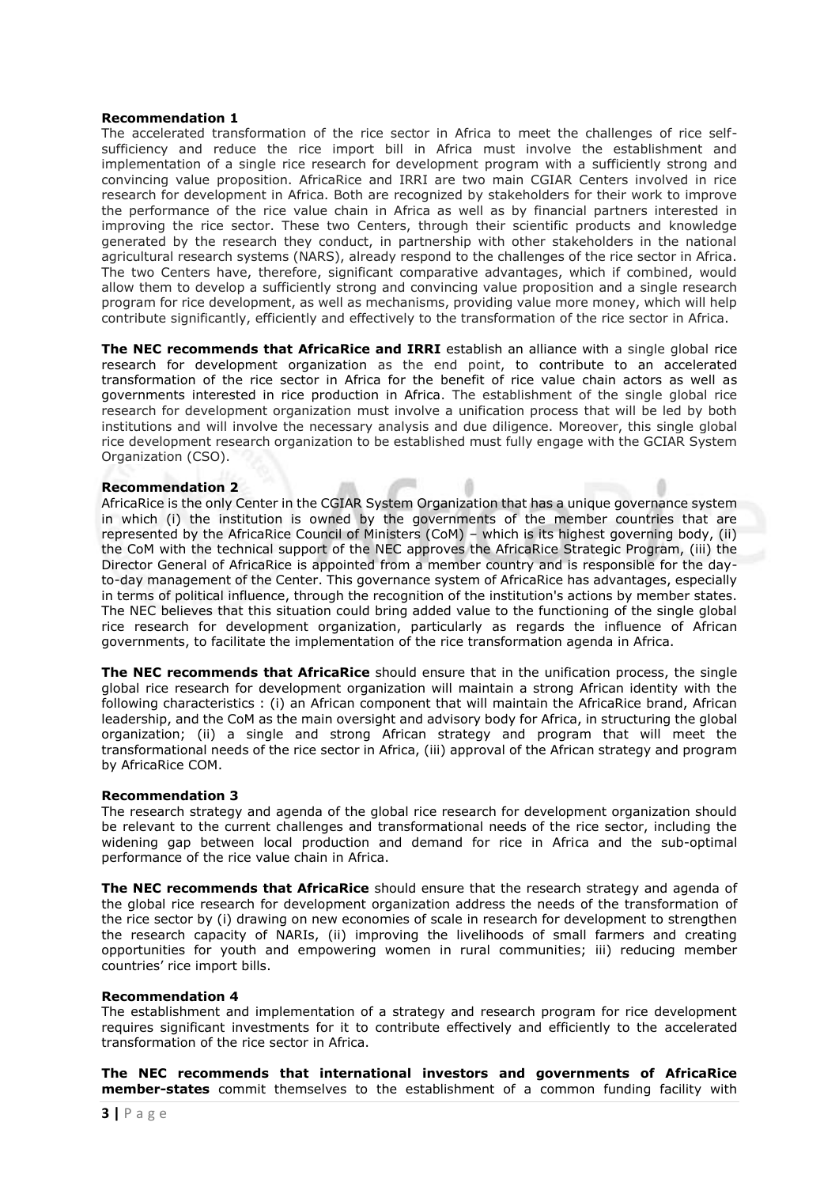**Recommendation 1**

The accelerated transformation of the rice sector in Africa to meet the challenges of rice self-sufficiency and reduce the rice import bill in Africa must involve the establishment and implementation of a single rice research for development program with a sufficiently strong and convincing value proposition. AfricaRice and IRRI are two main CGIAR Centers involved in rice research for development in Africa. Both are recognized by stakeholders for their work to improve the performance of the rice value chain in Africa as well as by financial partners interested in improving the rice sector. These two Centers, through their scientific products and knowledge generated by the research they conduct, in partnership with other stakeholders in the national agricultural research systems (NARS), already respond to the challenges of the rice sector in Africa. The two Centers have, therefore, significant comparative advantages, which if combined, would allow them to develop a sufficiently strong and convincing value proposition and a single research program for rice development, as well as mechanisms, providing value more money, which will help contribute significantly, efficiently and effectively to the transformation of the rice sector in Africa.

**The NEC recommends that AfricaRice and IRRI** establish an alliance with a single global rice research for development organization as the end point, to contribute to an accelerated transformation of the rice sector in Africa for the benefit of rice value chain actors as well as governments interested in rice production in Africa. The establishment of the single global rice research for development organization must involve a unification process that will be led by both institutions and will involve the necessary analysis and due diligence. Moreover, this single global rice development research organization to be established must fully engage with the GCIAR System Organization (CSO).

**Recommendation 2**

AfricaRice is the only Center in the CGIAR System Organization that has a unique governance system in which (i) the institution is owned by the governments of the member countries that are represented by the AfricaRice Council of Ministers (CoM) – which is its highest governing body, (ii) the CoM with the technical support of the NEC approves the AfricaRice Strategic Program, (iii) the Director General of AfricaRice is appointed from a member country and is responsible for the day-to-day management of the Center. This governance system of AfricaRice has advantages, especially in terms of political influence, through the recognition of the institution's actions by member states. The NEC believes that this situation could bring added value to the functioning of the single global rice research for development organization, particularly as regards the influence of African governments, to facilitate the implementation of the rice transformation agenda in Africa.

**The NEC recommends that AfricaRice** should ensure that in the unification process, the single global rice research for development organization will maintain a strong African identity with the following characteristics : (i) an African component that will maintain the AfricaRice brand, African leadership, and the CoM as the main oversight and advisory body for Africa, in structuring the global organization; (ii) a single and strong African strategy and program that will meet the transformational needs of the rice sector in Africa, (iii) approval of the African strategy and program by AfricaRice COM.

**Recommendation 3**

The research strategy and agenda of the global rice research for development organization should be relevant to the current challenges and transformational needs of the rice sector, including the widening gap between local production and demand for rice in Africa and the sub-optimal performance of the rice value chain in Africa.

**The NEC recommends that AfricaRice** should ensure that the research strategy and agenda of the global rice research for development organization address the needs of the transformation of the rice sector by (i) drawing on new economies of scale in research for development to strengthen the research capacity of NARIs, (ii) improving the livelihoods of small farmers and creating opportunities for youth and empowering women in rural communities; iii) reducing member countries' rice import bills.

**Recommendation 4**

The establishment and implementation of a strategy and research program for rice development requires significant investments for it to contribute effectively and efficiently to the accelerated transformation of the rice sector in Africa.

**The NEC recommends that international investors and governments of AfricaRice member-states** commit themselves to the establishment of a common funding facility with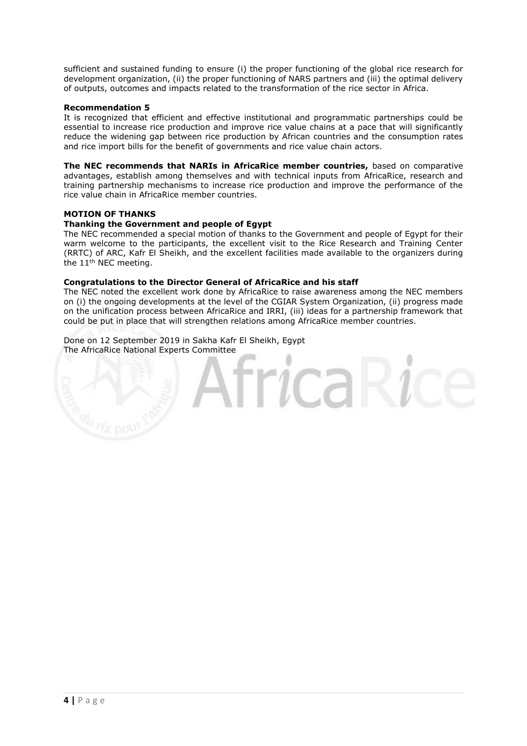sufficient and sustained funding to ensure (i) the proper functioning of the global rice research for development organization, (ii) the proper functioning of NARS partners and (iii) the optimal delivery of outputs, outcomes and impacts related to the transformation of the rice sector in Africa.

**Recommendation 5**

It is recognized that efficient and effective institutional and programmatic partnerships could be essential to increase rice production and improve rice value chains at a pace that will significantly reduce the widening gap between rice production by African countries and the consumption rates and rice import bills for the benefit of governments and rice value chain actors.

**The NEC recommends that NARIs in AfricaRice member countries,** based on comparative advantages, establish among themselves and with technical inputs from AfricaRice, research and training partnership mechanisms to increase rice production and improve the performance of the rice value chain in AfricaRice member countries.

**MOTION OF THANKS**

**Thanking the Government and people of Egypt**

The NEC recommended a special motion of thanks to the Government and people of Egypt for their warm welcome to the participants, the excellent visit to the Rice Research and Training Center (RRTC) of ARC, Kafr El Sheikh, and the excellent facilities made available to the organizers during the 11th NEC meeting.

**Congratulations to the Director General of AfricaRice and his staff**

The NEC noted the excellent work done by AfricaRice to raise awareness among the NEC members on (i) the ongoing developments at the level of the CGIAR System Organization, (ii) progress made on the unification process between AfricaRice and IRRI, (iii) ideas for a partnership framework that could be put in place that will strengthen relations among AfricaRice member countries.

Done on 12 September 2019 in Sakha Kafr El Sheikh, Egypt
The AfricaRice National Experts Committee